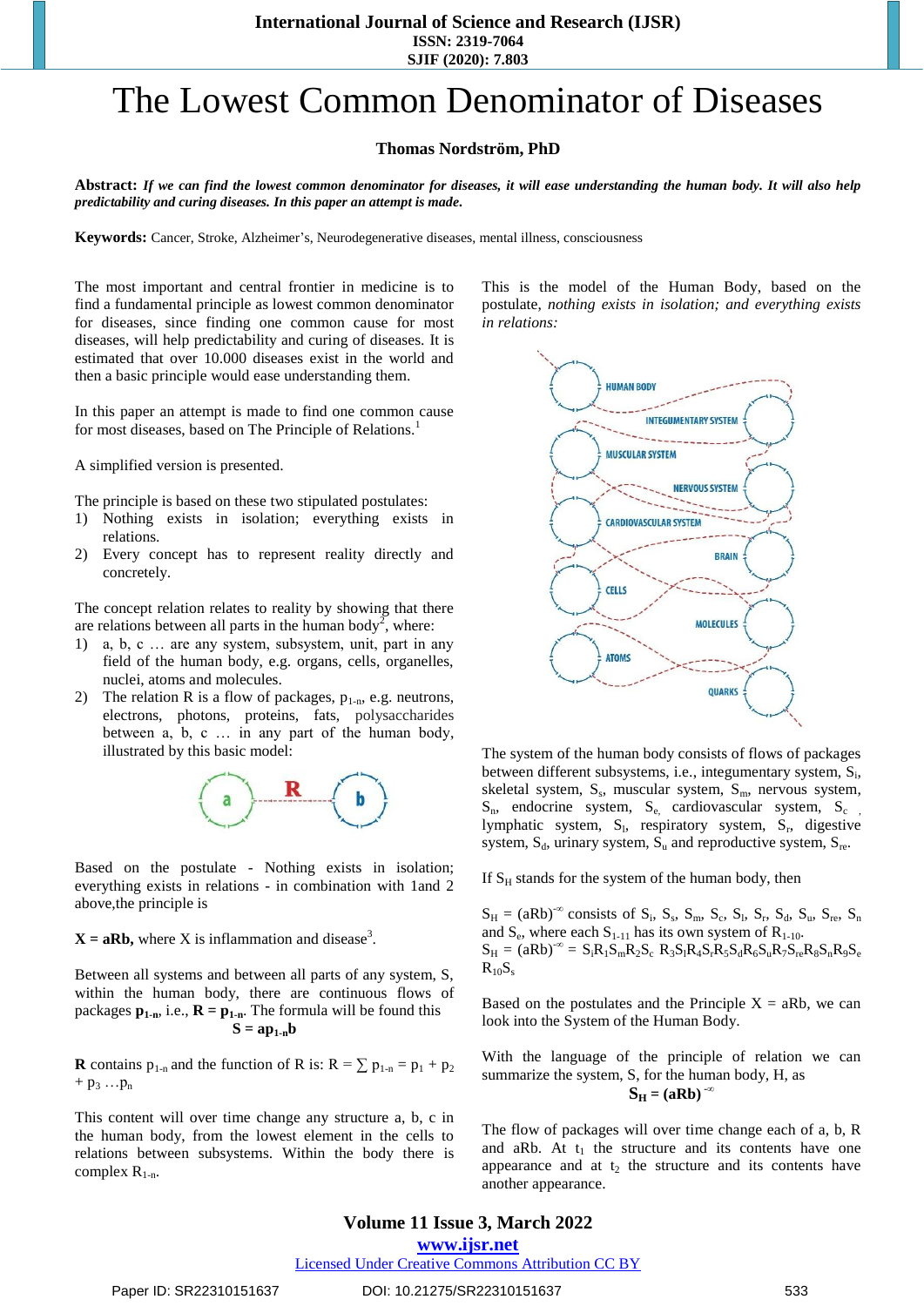# The Lowest Common Denominator of Diseases

**Thomas Nordström, PhD**

**Abstract:** ***If we can find the lowest common denominator for diseases, it will ease understanding the human body. It will also help predictability and curing diseases. In this paper an attempt is made.***

**Keywords:** Cancer, Stroke, Alzheimer's, Neurodegenerative diseases, mental illness, consciousness

The most important and central frontier in medicine is to find a fundamental principle as lowest common denominator for diseases, since finding one common cause for most diseases, will help predictability and curing of diseases. It is estimated that over 10.000 diseases exist in the world and then a basic principle would ease understanding them.

In this paper an attempt is made to find one common cause for most diseases, based on The Principle of Relations.[1]

A simplified version is presented.

The principle is based on these two stipulated postulates:

1) Nothing exists in isolation; everything exists in relations.
2) Every concept has to represent reality directly and concretely.

The concept relation relates to reality by showing that there are relations between all parts in the human body[2], where:

1) a, b, c … are any system, subsystem, unit, part in any field of the human body, e.g. organs, cells, organelles, nuclei, atoms and molecules.
2) The relation R is a flow of packages, $p_{1-n}$, e.g. neutrons, electrons, photons, proteins, fats, polysaccharides between a, b, c … in any part of the human body, illustrated by this basic model:

Based on the postulate - Nothing exists in isolation; everything exists in relations - in combination with 1and 2 above,the principle is

**X = aRb,** where X is inflammation and disease[3].

Between all systems and between all parts of any system, S, within the human body, there are continuous flows of packages $\mathbf{p_{1-n}}$, i.e., $\mathbf{R = p_{1-n}}$. The formula will be found this

$$\mathbf{S = ap_{1-n}b}$$

**R** contains $p_{1-n}$ and the function of R is: $R = \sum p_{1-n} = p_1 + p_2 + p_3 \ldots p_n$

This content will over time change any structure a, b, c in the human body, from the lowest element in the cells to relations between subsystems. Within the body there is complex $R_{1-n}$.

This is the model of the Human Body, based on the postulate, *nothing exists in isolation; and everything exists in relations:*

The system of the human body consists of flows of packages between different subsystems, i.e., integumentary system, $S_i$, skeletal system, $S_s$, muscular system, $S_m$, nervous system, $S_n$, endocrine system, $S_e$, cardiovascular system, $S_c$, lymphatic system, $S_l$, respiratory system, $S_r$, digestive system, $S_d$, urinary system, $S_u$ and reproductive system, $S_{re}$.

If $S_H$ stands for the system of the human body, then

$S_H = (aRb)^{-\infty}$ consists of $S_i$, $S_s$, $S_m$, $S_c$, $S_l$, $S_r$, $S_d$, $S_u$, $S_{re}$, $S_n$ and $S_e$, where each $S_{1-11}$ has its own system of $R_{1-10}$.

$S_H = (aRb)^{-\infty} = S_iR_1S_mR_2S_c\ R_3S_lR_4S_rR_5S_dR_6S_uR_7S_{re}R_8S_nR_9S_e\ R_{10}S_s$

Based on the postulates and the Principle X = aRb, we can look into the System of the Human Body.

With the language of the principle of relation we can summarize the system, S, for the human body, H, as

$$\mathbf{S_H = (aRb)^{-\infty}}$$

The flow of packages will over time change each of a, b, R and aRb. At $t_1$ the structure and its contents have one appearance and at $t_2$ the structure and its contents have another appearance.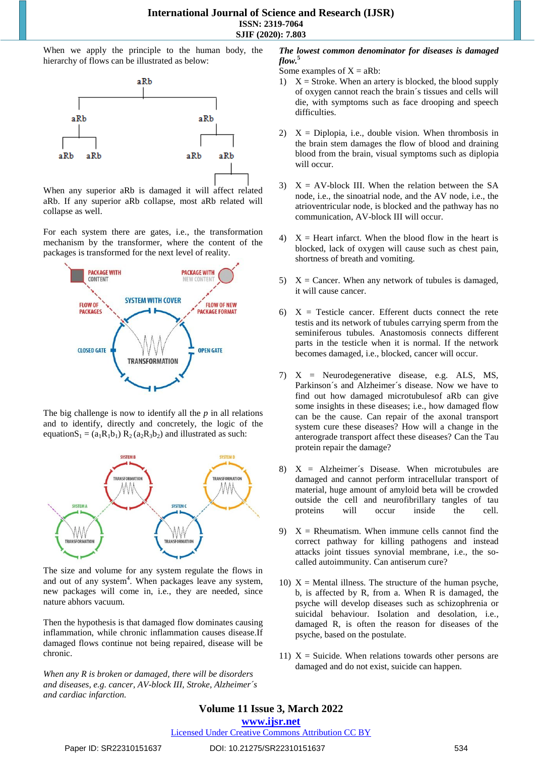When we apply the principle to the human body, the hierarchy of flows can be illustrated as below:

When any superior aRb is damaged it will affect related aRb. If any superior aRb collapse, most aRb related will collapse as well.

For each system there are gates, i.e., the transformation mechanism by the transformer, where the content of the packages is transformed for the next level of reality.

The big challenge is now to identify all the *p* in all relations and to identify, directly and concretely, the logic of the equation$S_1 = (a_1R_1b_1)\ R_2\ (a_2R_3b_2)$ and illustrated as such:

The size and volume for any system regulate the flows in and out of any system[4]. When packages leave any system, new packages will come in, i.e., they are needed, since nature abhors vacuum.

Then the hypothesis is that damaged flow dominates causing inflammation, while chronic inflammation causes disease.If damaged flows continue not being repaired, disease will be chronic.

*When any R is broken or damaged, there will be disorders and diseases, e.g. cancer, AV-block III, Stroke, Alzheimer´s and cardiac infarction.*

***The lowest common denominator for diseases is damaged flow.***[5]

Some examples of X = aRb:

1) X = Stroke. When an artery is blocked, the blood supply of oxygen cannot reach the brain´s tissues and cells will die, with symptoms such as face drooping and speech difficulties.

2) X = Diplopia, i.e., double vision. When thrombosis in the brain stem damages the flow of blood and draining blood from the brain, visual symptoms such as diplopia will occur.

3) X = AV-block III. When the relation between the SA node, i.e., the sinoatrial node, and the AV node, i.e., the atrioventricular node, is blocked and the pathway has no communication, AV-block III will occur.

4) X = Heart infarct. When the blood flow in the heart is blocked, lack of oxygen will cause such as chest pain, shortness of breath and vomiting.

5) X = Cancer. When any network of tubules is damaged, it will cause cancer.

6) X = Testicle cancer. Efferent ducts connect the rete testis and its network of tubules carrying sperm from the seminiferous tubules. Anastomosis connects different parts in the testicle when it is normal. If the network becomes damaged, i.e., blocked, cancer will occur.

7) X = Neurodegenerative disease, e.g. ALS, MS, Parkinson´s and Alzheimer´s disease. Now we have to find out how damaged microtubulesof aRb can give some insights in these diseases; i.e., how damaged flow can be the cause. Can repair of the axonal transport system cure these diseases? How will a change in the anterograde transport affect these diseases? Can the Tau protein repair the damage?

8) X = Alzheimer´s Disease. When microtubules are damaged and cannot perform intracellular transport of material, huge amount of amyloid beta will be crowded outside the cell and neurofibrillary tangles of tau proteins will occur inside the cell.

9) X = Rheumatism. When immune cells cannot find the correct pathway for killing pathogens and instead attacks joint tissues synovial membrane, i.e., the so-called autoimmunity. Can antiserum cure?

10) X = Mental illness. The structure of the human psyche, b, is affected by R, from a. When R is damaged, the psyche will develop diseases such as schizophrenia or suicidal behaviour. Isolation and desolation, i.e., damaged R, is often the reason for diseases of the psyche, based on the postulate.

11) X = Suicide. When relations towards other persons are damaged and do not exist, suicide can happen.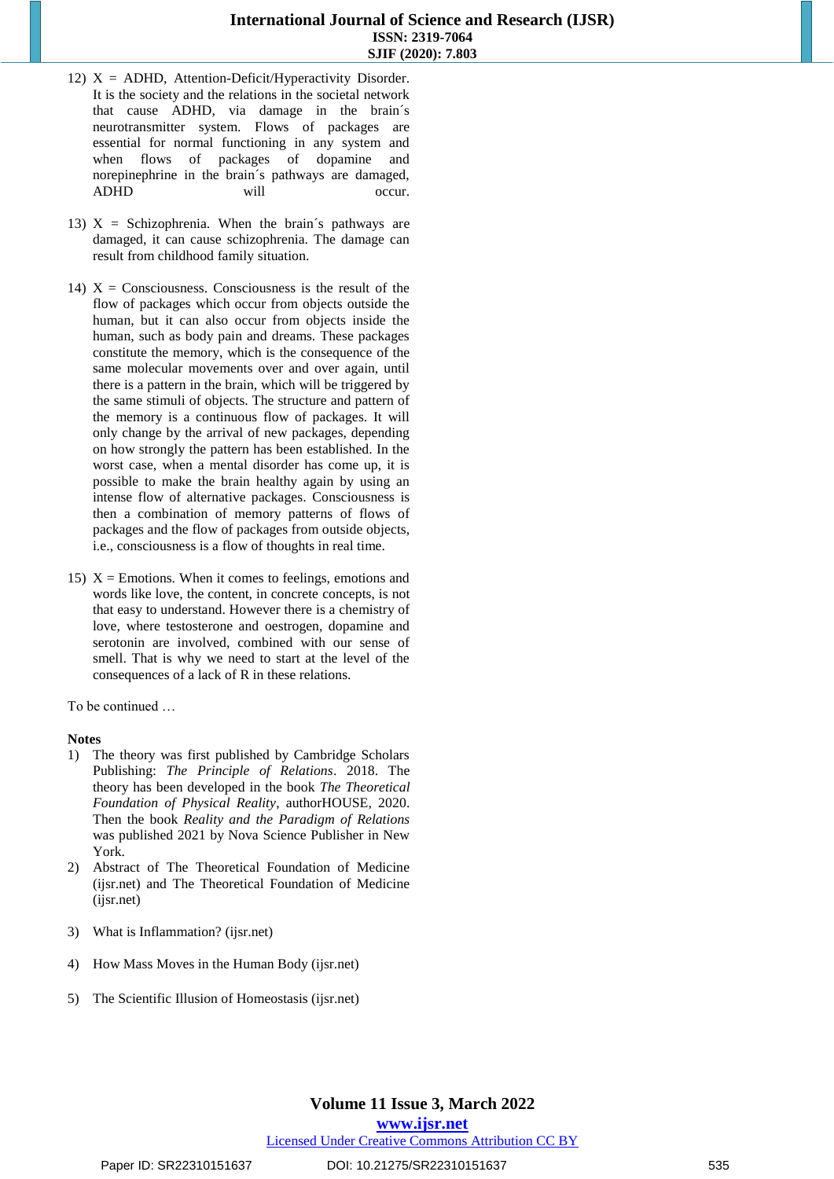12) X = ADHD, Attention-Deficit/Hyperactivity Disorder. It is the society and the relations in the societal network that cause ADHD, via damage in the brain´s neurotransmitter system. Flows of packages are essential for normal functioning in any system and when flows of packages of dopamine and norepinephrine in the brain´s pathways are damaged, ADHD will occur.

13) X = Schizophrenia. When the brain´s pathways are damaged, it can cause schizophrenia. The damage can result from childhood family situation.

14) X = Consciousness. Consciousness is the result of the flow of packages which occur from objects outside the human, but it can also occur from objects inside the human, such as body pain and dreams. These packages constitute the memory, which is the consequence of the same molecular movements over and over again, until there is a pattern in the brain, which will be triggered by the same stimuli of objects. The structure and pattern of the memory is a continuous flow of packages. It will only change by the arrival of new packages, depending on how strongly the pattern has been established. In the worst case, when a mental disorder has come up, it is possible to make the brain healthy again by using an intense flow of alternative packages. Consciousness is then a combination of memory patterns of flows of packages and the flow of packages from outside objects, i.e., consciousness is a flow of thoughts in real time.

15) X = Emotions. When it comes to feelings, emotions and words like love, the content, in concrete concepts, is not that easy to understand. However there is a chemistry of love, where testosterone and oestrogen, dopamine and serotonin are involved, combined with our sense of smell. That is why we need to start at the level of the consequences of a lack of R in these relations.

To be continued …

**Notes**

1) The theory was first published by Cambridge Scholars Publishing: *The Principle of Relations*. 2018. The theory has been developed in the book *The Theoretical Foundation of Physical Reality*, authorHOUSE, 2020. Then the book *Reality and the Paradigm of Relations* was published 2021 by Nova Science Publisher in New York.
2) Abstract of The Theoretical Foundation of Medicine (ijsr.net) and The Theoretical Foundation of Medicine (ijsr.net)
3) What is Inflammation? (ijsr.net)
4) How Mass Moves in the Human Body (ijsr.net)
5) The Scientific Illusion of Homeostasis (ijsr.net)